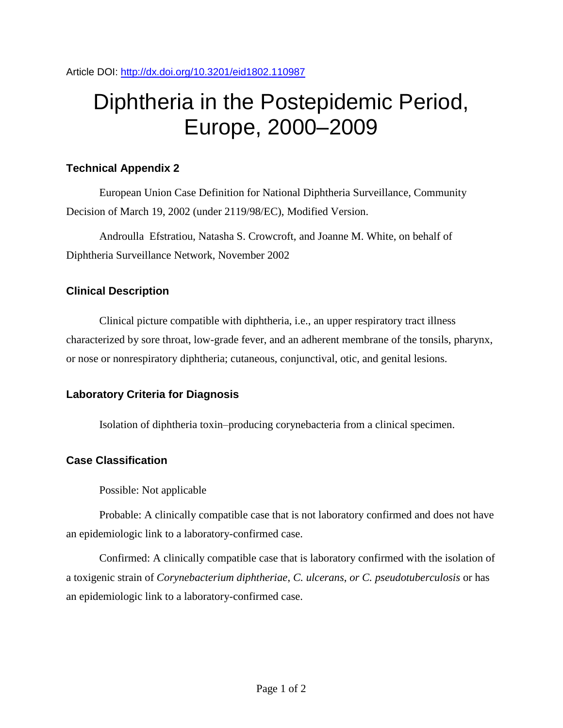Article DOI: http://dx.doi.org/10.3201/eid1802.110987

# Diphtheria in the Postepidemic Period, Europe, 2000–2009

## Technical Appendix 2

European Union Case Definition for National Diphtheria Surveillance, Community Decision of March 19, 2002 (under 2119/98/EC), Modified Version.

Androulla Efstratiou, Natasha S. Crowcroft, and Joanne M. White, on behalf of Diphtheria Surveillance Network, November 2002

## Clinical Description

Clinical picture compatible with diphtheria, i.e., an upper respiratory tract illness characterized by sore throat, low-grade fever, and an adherent membrane of the tonsils, pharynx, or nose or nonrespiratory diphtheria; cutaneous, conjunctival, otic, and genital lesions.

## Laboratory Criteria for Diagnosis

Isolation of diphtheria toxin–producing corynebacteria from a clinical specimen.

## Case Classification

Possible: Not applicable

Probable: A clinically compatible case that is not laboratory confirmed and does not have an epidemiologic link to a laboratory-confirmed case.

Confirmed: A clinically compatible case that is laboratory confirmed with the isolation of a toxigenic strain of *Corynebacterium diphtheriae*, *C. ulcerans*, *or C. pseudotuberculosis* or has an epidemiologic link to a laboratory-confirmed case.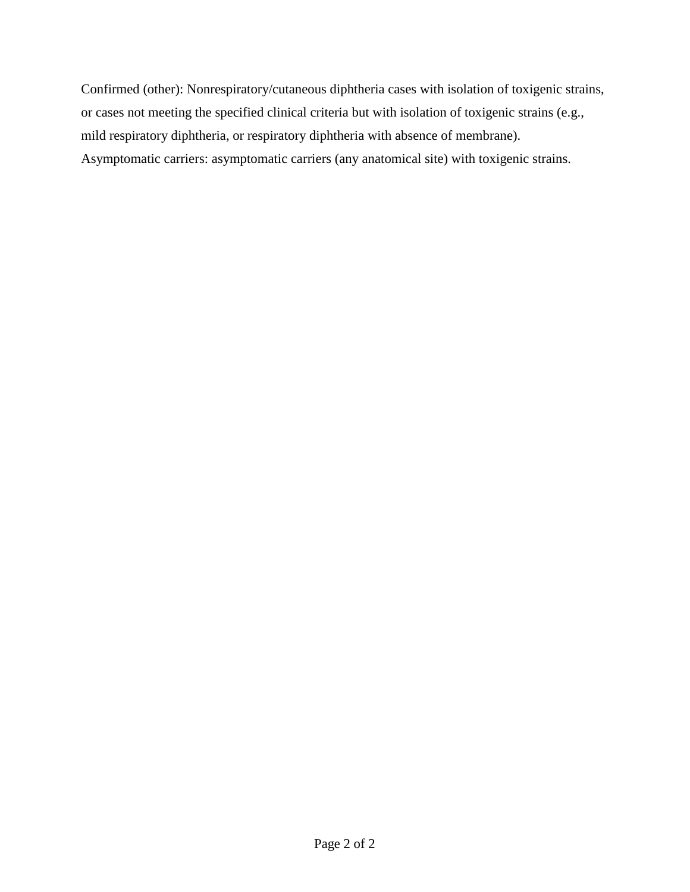Confirmed (other): Nonrespiratory/cutaneous diphtheria cases with isolation of toxigenic strains, or cases not meeting the specified clinical criteria but with isolation of toxigenic strains (e.g., mild respiratory diphtheria, or respiratory diphtheria with absence of membrane).

Asymptomatic carriers: asymptomatic carriers (any anatomical site) with toxigenic strains.